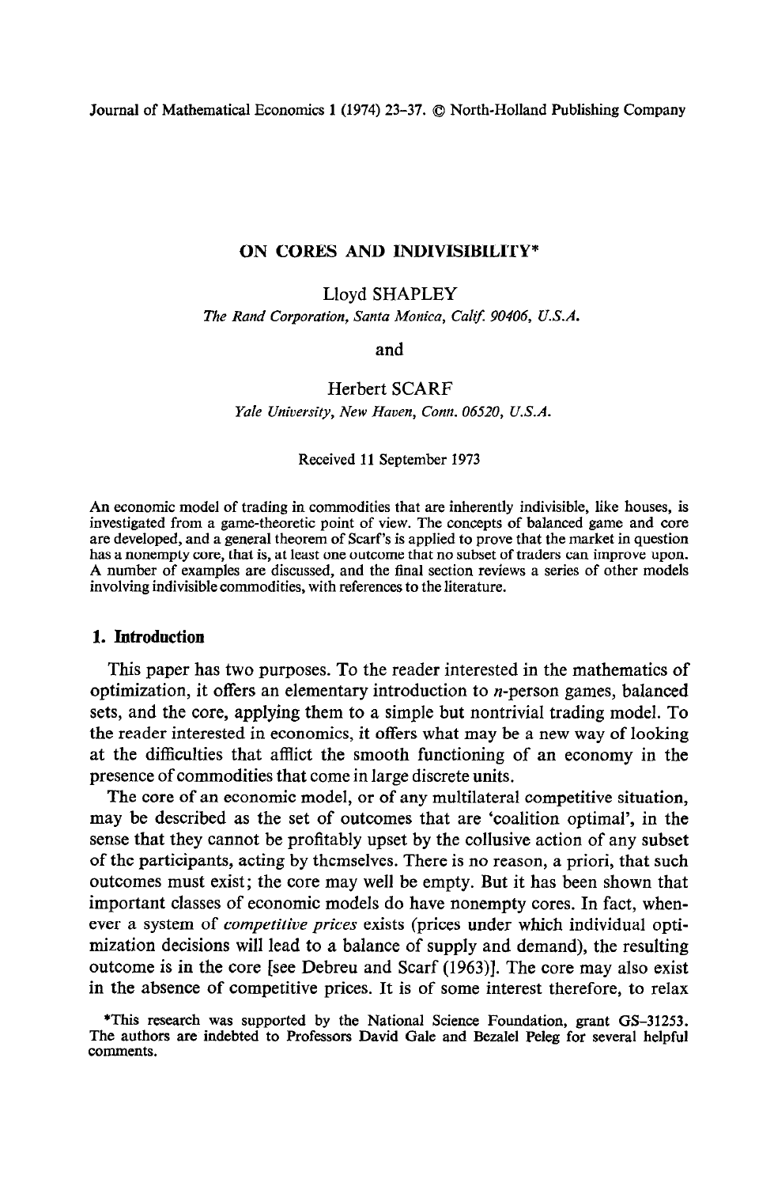# ON CORES AND INDIVISIBILITY*

Lloyd SHAPLEY

*The Rand Corporation, Santa Monica, Calif. 90406, U.S.A.*

and

Herbert SCARF

*Yale University, New Haven, Conn. 06520, U.S.A.*

Received 11 September 1973

An economic model of trading in commodities that are inherently indivisible, like houses, is investigated from a game-theoretic point of view. The concepts of balanced game and core are developed, and a general theorem of Scarf's is applied to prove that the market in question has a nonempty core, that is, at least one outcome that no subset of traders can improve upon. A number of examples are discussed, and the final section reviews a series of other models involving indivisible commodities, with references to the literature.

## 1. Introduction

This paper has two purposes. To the reader interested in the mathematics of optimization, it offers an elementary introduction to $n$-person games, balanced sets, and the core, applying them to a simple but nontrivial trading model. To the reader interested in economics, it offers what may be a new way of looking at the difficulties that afflict the smooth functioning of an economy in the presence of commodities that come in large discrete units.

The core of an economic model, or of any multilateral competitive situation, may be described as the set of outcomes that are 'coalition optimal', in the sense that they cannot be profitably upset by the collusive action of any subset of the participants, acting by themselves. There is no reason, a priori, that such outcomes must exist; the core may well be empty. But it has been shown that important classes of economic models do have nonempty cores. In fact, whenever a system of *competitive prices* exists (prices under which individual optimization decisions will lead to a balance of supply and demand), the resulting outcome is in the core [see Debreu and Scarf (1963)]. The core may also exist in the absence of competitive prices. It is of some interest therefore, to relax

*This research was supported by the National Science Foundation, grant GS-31253. The authors are indebted to Professors David Gale and Bezalel Peleg for several helpful comments.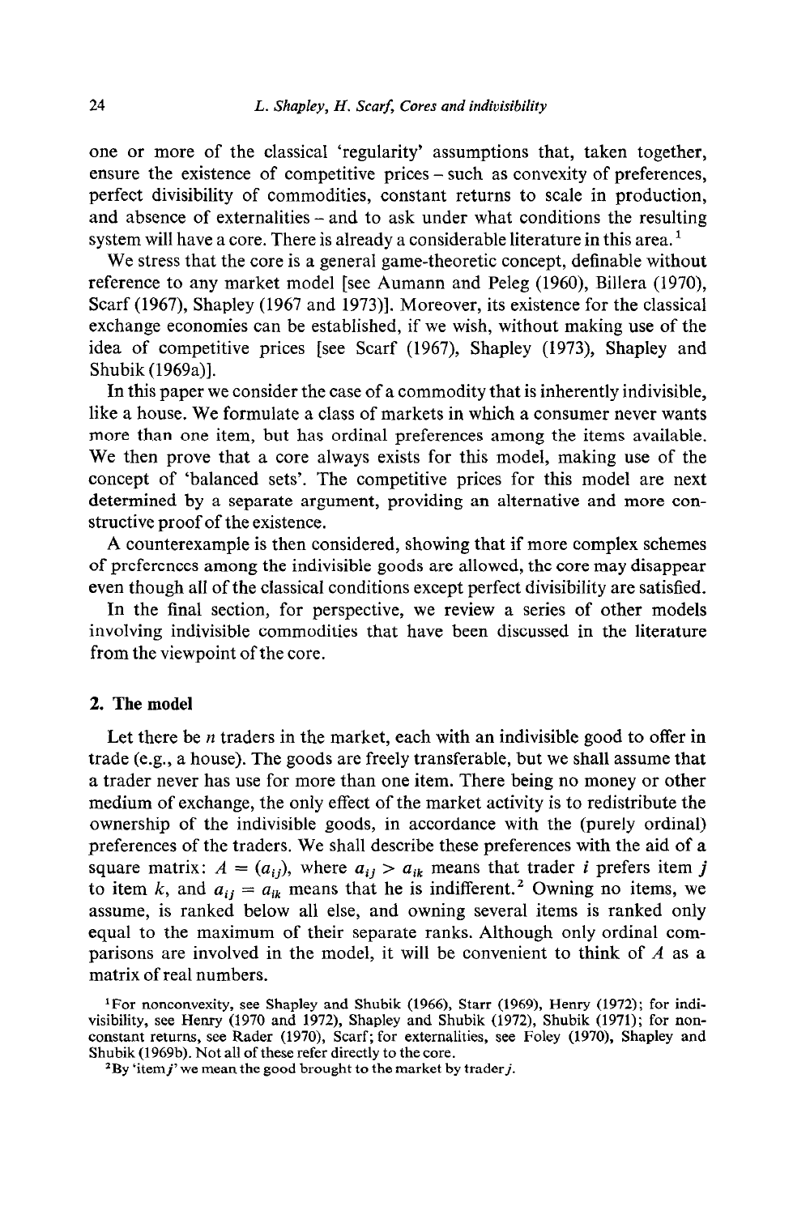one or more of the classical 'regularity' assumptions that, taken together, ensure the existence of competitive prices – such as convexity of preferences, perfect divisibility of commodities, constant returns to scale in production, and absence of externalities – and to ask under what conditions the resulting system will have a core. There is already a considerable literature in this area.[1]

We stress that the core is a general game-theoretic concept, definable without reference to any market model [see Aumann and Peleg (1960), Billera (1970), Scarf (1967), Shapley (1967 and 1973)]. Moreover, its existence for the classical exchange economies can be established, if we wish, without making use of the idea of competitive prices [see Scarf (1967), Shapley (1973), Shapley and Shubik (1969a)].

In this paper we consider the case of a commodity that is inherently indivisible, like a house. We formulate a class of markets in which a consumer never wants more than one item, but has ordinal preferences among the items available. We then prove that a core always exists for this model, making use of the concept of 'balanced sets'. The competitive prices for this model are next determined by a separate argument, providing an alternative and more constructive proof of the existence.

A counterexample is then considered, showing that if more complex schemes of preferences among the indivisible goods are allowed, the core may disappear even though all of the classical conditions except perfect divisibility are satisfied.

In the final section, for perspective, we review a series of other models involving indivisible commodities that have been discussed in the literature from the viewpoint of the core.

## 2. The model

Let there be $n$ traders in the market, each with an indivisible good to offer in trade (e.g., a house). The goods are freely transferable, but we shall assume that a trader never has use for more than one item. There being no money or other medium of exchange, the only effect of the market activity is to redistribute the ownership of the indivisible goods, in accordance with the (purely ordinal) preferences of the traders. We shall describe these preferences with the aid of a square matrix: $A = (a_{ij})$, where $a_{ij} > a_{ik}$ means that trader $i$ prefers item $j$ to item $k$, and $a_{ij} = a_{ik}$ means that he is indifferent.[2] Owning no items, we assume, is ranked below all else, and owning several items is ranked only equal to the maximum of their separate ranks. Although only ordinal comparisons are involved in the model, it will be convenient to think of $A$ as a matrix of real numbers.

[1] For nonconvexity, see Shapley and Shubik (1966), Starr (1969), Henry (1972); for indivisibility, see Henry (1970 and 1972), Shapley and Shubik (1972), Shubik (1971); for non-constant returns, see Rader (1970), Scarf; for externalities, see Foley (1970), Shapley and Shubik (1969b). Not all of these refer directly to the core.

[2] By 'item $j$' we mean the good brought to the market by trader $j$.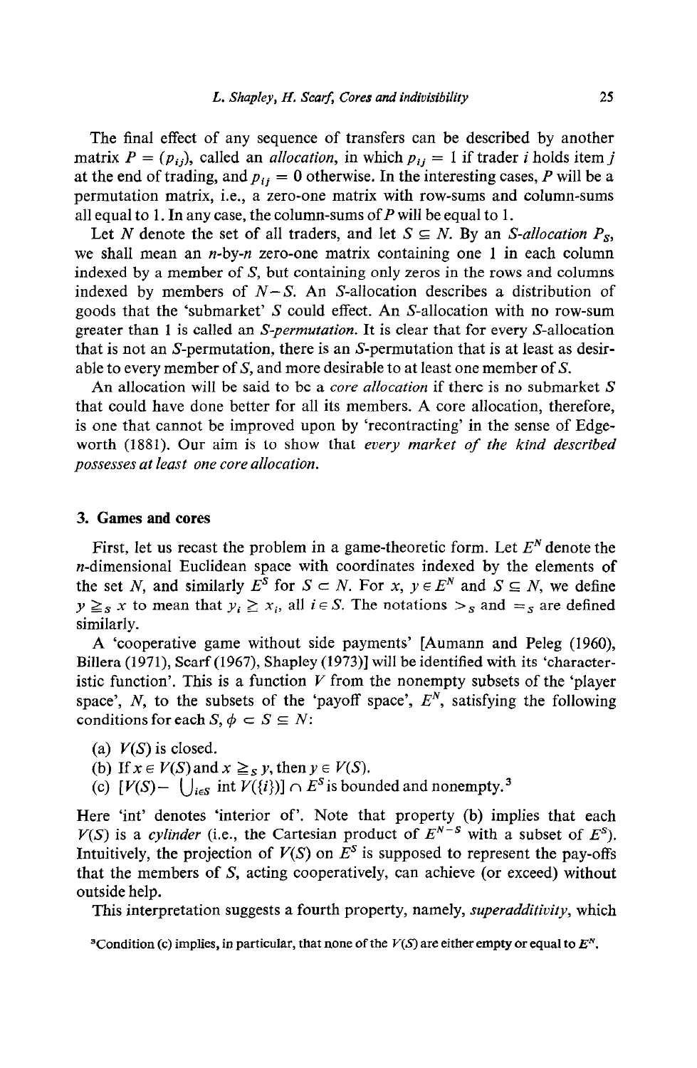The final effect of any sequence of transfers can be described by another matrix $P = (p_{ij})$, called an *allocation*, in which $p_{ij} = 1$ if trader $i$ holds item $j$ at the end of trading, and $p_{ij} = 0$ otherwise. In the interesting cases, $P$ will be a permutation matrix, i.e., a zero-one matrix with row-sums and column-sums all equal to 1. In any case, the column-sums of $P$ will be equal to 1.

Let $N$ denote the set of all traders, and let $S \subseteq N$. By an *S-allocation* $P_S$, we shall mean an $n$-by-$n$ zero-one matrix containing one 1 in each column indexed by a member of $S$, but containing only zeros in the rows and columns indexed by members of $N-S$. An $S$-allocation describes a distribution of goods that the 'submarket' $S$ could effect. An $S$-allocation with no row-sum greater than 1 is called an *S-permutation*. It is clear that for every $S$-allocation that is not an $S$-permutation, there is an $S$-permutation that is at least as desirable to every member of $S$, and more desirable to at least one member of $S$.

An allocation will be said to be a *core allocation* if there is no submarket $S$ that could have done better for all its members. A core allocation, therefore, is one that cannot be improved upon by 'recontracting' in the sense of Edgeworth (1881). Our aim is to show that *every market of the kind described possesses at least one core allocation.*

## 3. Games and cores

First, let us recast the problem in a game-theoretic form. Let $E^N$ denote the $n$-dimensional Euclidean space with coordinates indexed by the elements of the set $N$, and similarly $E^S$ for $S \subset N$. For $x, y \in E^N$ and $S \subseteq N$, we define $y \geqq_S x$ to mean that $y_i \geq x_i$, all $i \in S$. The notations $>_S$ and $=_S$ are defined similarly.

A 'cooperative game without side payments' [Aumann and Peleg (1960), Billera (1971), Scarf (1967), Shapley (1973)] will be identified with its 'characteristic function'. This is a function $V$ from the nonempty subsets of the 'player space', $N$, to the subsets of the 'payoff space', $E^N$, satisfying the following conditions for each $S$, $\phi \subset S \subseteq N$:

(a) $V(S)$ is closed.

(b) If $x \in V(S)$ and $x \geqq_S y$, then $y \in V(S)$.

(c) $[V(S) - \bigcup_{i \in S} \text{int}\, V(\{i\})] \cap E^S$ is bounded and nonempty.[3]

Here 'int' denotes 'interior of'. Note that property (b) implies that each $V(S)$ is a *cylinder* (i.e., the Cartesian product of $E^{N-S}$ with a subset of $E^S$). Intuitively, the projection of $V(S)$ on $E^S$ is supposed to represent the pay-offs that the members of $S$, acting cooperatively, can achieve (or exceed) without outside help.

This interpretation suggests a fourth property, namely, *superadditivity*, which

[3]Condition (c) implies, in particular, that none of the $V(S)$ are either empty or equal to $E^N$.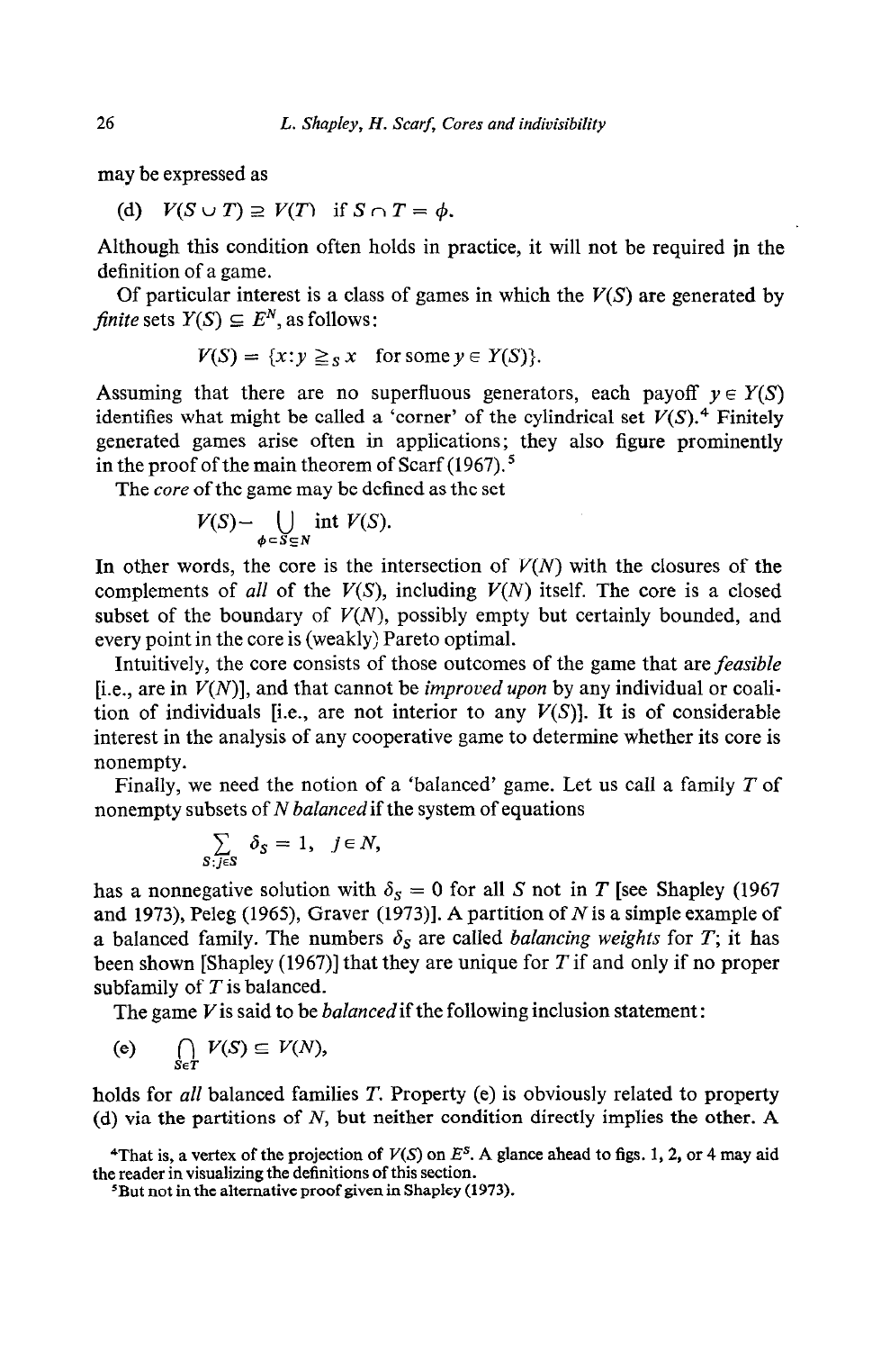may be expressed as

(d) $V(S \cup T) \supseteq V(T)$ if $S \cap T = \phi$.

Although this condition often holds in practice, it will not be required in the definition of a game.

Of particular interest is a class of games in which the $V(S)$ are generated by *finite* sets $Y(S) \subseteq E^N$, as follows:

$$V(S) = \{x : y \geqq_S x \quad \text{for some } y \in Y(S)\}.$$

Assuming that there are no superfluous generators, each payoff $y \in Y(S)$ identifies what might be called a 'corner' of the cylindrical set $V(S)$.[4] Finitely generated games arise often in applications; they also figure prominently in the proof of the main theorem of Scarf (1967).[5]

The *core* of the game may be defined as the set

$$V(S) - \bigcup_{\phi \subset S \subseteq N} \text{int } V(S).$$

In other words, the core is the intersection of $V(N)$ with the closures of the complements of *all* of the $V(S)$, including $V(N)$ itself. The core is a closed subset of the boundary of $V(N)$, possibly empty but certainly bounded, and every point in the core is (weakly) Pareto optimal.

Intuitively, the core consists of those outcomes of the game that are *feasible* [i.e., are in $V(N)$], and that cannot be *improved upon* by any individual or coalition of individuals [i.e., are not interior to any $V(S)$]. It is of considerable interest in the analysis of any cooperative game to determine whether its core is nonempty.

Finally, we need the notion of a 'balanced' game. Let us call a family $T$ of nonempty subsets of $N$ *balanced* if the system of equations

$$\sum_{S:j \in S} \delta_S = 1, \quad j \in N,$$

has a nonnegative solution with $\delta_S = 0$ for all $S$ not in $T$ [see Shapley (1967 and 1973), Peleg (1965), Graver (1973)]. A partition of $N$ is a simple example of a balanced family. The numbers $\delta_S$ are called *balancing weights* for $T$; it has been shown [Shapley (1967)] that they are unique for $T$ if and only if no proper subfamily of $T$ is balanced.

The game $V$ is said to be *balanced* if the following inclusion statement:

(e) $\bigcap_{S \in T} V(S) \subseteq V(N)$,

holds for *all* balanced families $T$. Property (e) is obviously related to property (d) via the partitions of $N$, but neither condition directly implies the other. A

[4] That is, a vertex of the projection of $V(S)$ on $E^S$. A glance ahead to figs. 1, 2, or 4 may aid the reader in visualizing the definitions of this section.

[5] But not in the alternative proof given in Shapley (1973).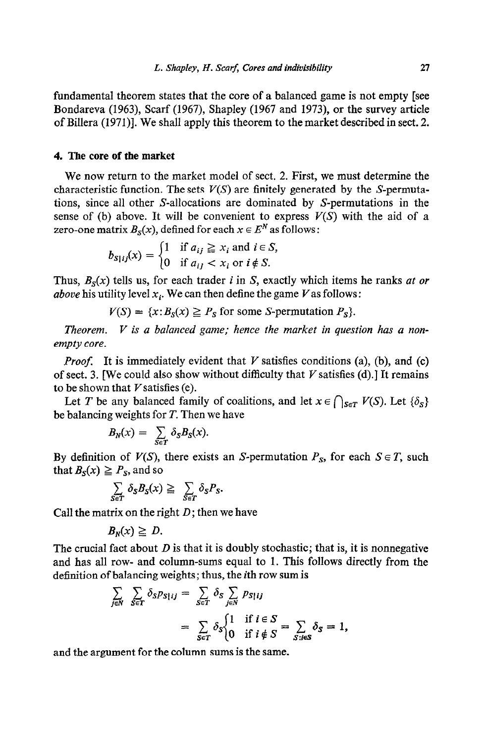fundamental theorem states that the core of a balanced game is not empty [see Bondareva (1963), Scarf (1967), Shapley (1967 and 1973), or the survey article of Billera (1971)]. We shall apply this theorem to the market described in sect. 2.

## 4. The core of the market

We now return to the market model of sect. 2. First, we must determine the characteristic function. The sets $V(S)$ are finitely generated by the $S$-permutations, since all other $S$-allocations are dominated by $S$-permutations in the sense of (b) above. It will be convenient to express $V(S)$ with the aid of a zero-one matrix $B_S(x)$, defined for each $x \in E^N$ as follows:

$$b_{S|ij}(x) = \begin{cases} 1 & \text{if } a_{ij} \geqq x_i \text{ and } i \in S, \\ 0 & \text{if } a_{ij} < x_i \text{ or } i \notin S. \end{cases}$$

Thus, $B_S(x)$ tells us, for each trader $i$ in $S$, exactly which items he ranks *at or above* his utility level $x_i$. We can then define the game $V$ as follows:

$$V(S) = \{x : B_S(x) \geqq P_S \text{ for some } S\text{-permutation } P_S\}.$$

*Theorem.* *$V$ is a balanced game; hence the market in question has a non-empty core.*

*Proof.* It is immediately evident that $V$ satisfies conditions (a), (b), and (c) of sect. 3. [We could also show without difficulty that $V$ satisfies (d).] It remains to be shown that $V$ satisfies (e).

Let $T$ be any balanced family of coalitions, and let $x \in \bigcap_{S \in T} V(S)$. Let $\{\delta_S\}$ be balancing weights for $T$. Then we have

$$B_N(x) = \sum_{S \in T} \delta_S B_S(x).$$

By definition of $V(S)$, there exists an $S$-permutation $P_S$, for each $S \in T$, such that $B_S(x) \geqq P_S$, and so

$$\sum_{S \in T} \delta_S B_S(x) \geqq \sum_{S \in T} \delta_S P_S.$$

Call the matrix on the right $D$; then we have

$$B_N(x) \geqq D.$$

The crucial fact about $D$ is that it is doubly stochastic; that is, it is nonnegative and has all row- and column-sums equal to 1. This follows directly from the definition of balancing weights; thus, the $i$th row sum is

$$\sum_{j \in N} \sum_{S \in T} \delta_S p_{S|ij} = \sum_{S \in T} \delta_S \sum_{j \in N} p_{S|ij}$$

$$= \sum_{S \in T} \delta_S \begin{cases} 1 & \text{if } i \in S \\ 0 & \text{if } i \notin S \end{cases} = \sum_{S : i \in S} \delta_S = 1,$$

and the argument for the column sums is the same.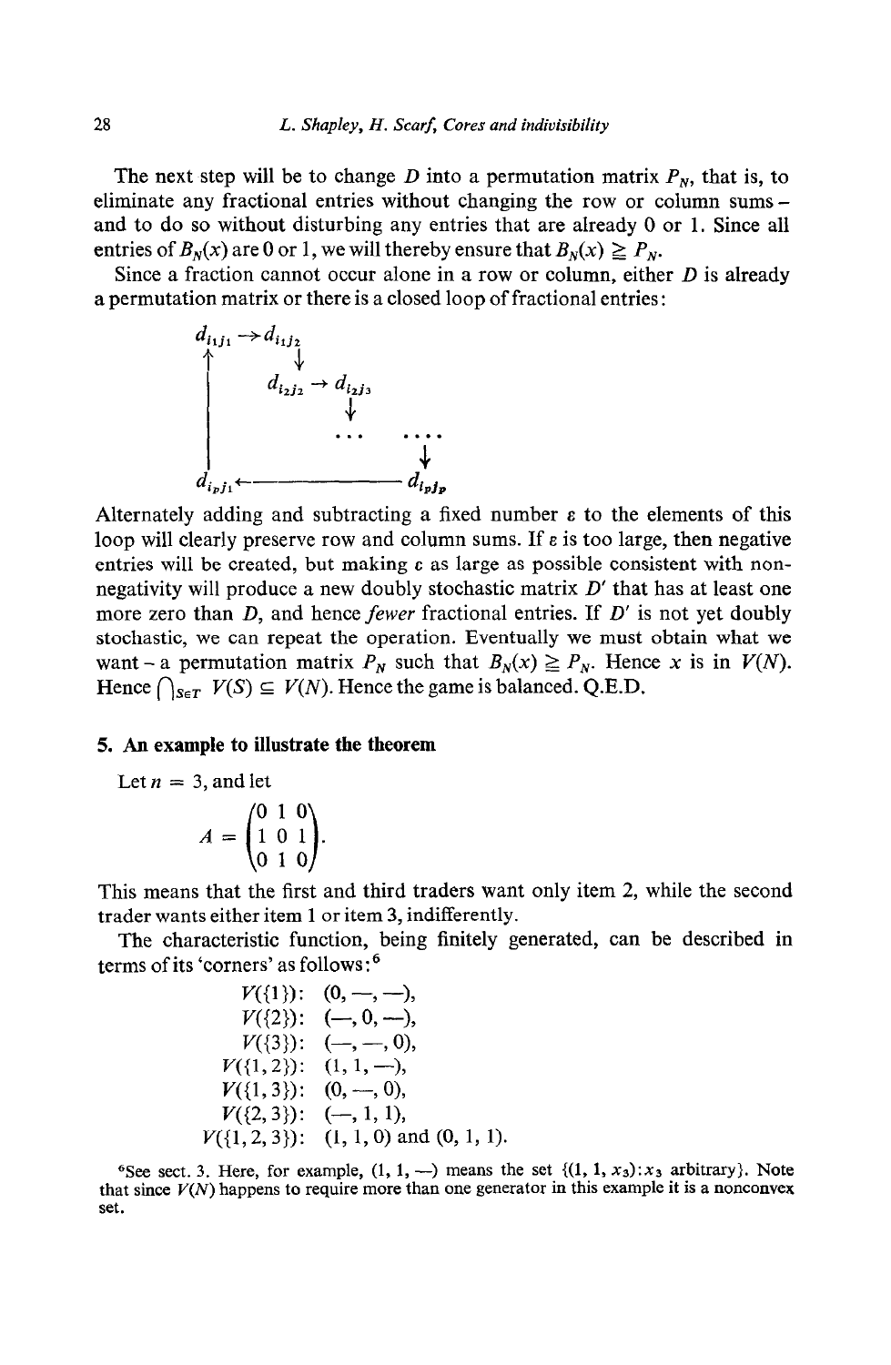The next step will be to change $D$ into a permutation matrix $P_N$, that is, to eliminate any fractional entries without changing the row or column sums – and to do so without disturbing any entries that are already 0 or 1. Since all entries of $B_N(x)$ are 0 or 1, we will thereby ensure that $B_N(x) \geqq P_N$.

Since a fraction cannot occur alone in a row or column, either $D$ is already a permutation matrix or there is a closed loop of fractional entries:

$$
\begin{array}{ccccc}
d_{i_1 j_1} & \rightarrow & d_{i_1 j_2} & & \\
\uparrow & & \downarrow & & \\
| & & d_{i_2 j_2} & \rightarrow & d_{i_2 j_3} \\
| & & & & \downarrow \\
| & & & \cdots & \cdots\cdots \\
| & & & & \downarrow \\
d_{i_p j_1} & \leftarrow & \text{---------------} & & d_{i_p j_p}
\end{array}
$$

Alternately adding and subtracting a fixed number $\varepsilon$ to the elements of this loop will clearly preserve row and column sums. If $\varepsilon$ is too large, then negative entries will be created, but making $\varepsilon$ as large as possible consistent with non-negativity will produce a new doubly stochastic matrix $D'$ that has at least one more zero than $D$, and hence *fewer* fractional entries. If $D'$ is not yet doubly stochastic, we can repeat the operation. Eventually we must obtain what we want – a permutation matrix $P_N$ such that $B_N(x) \geqq P_N$. Hence $x$ is in $V(N)$. Hence $\bigcap_{S \in T} V(S) \subseteq V(N)$. Hence the game is balanced. Q.E.D.

## 5. An example to illustrate the theorem

Let $n = 3$, and let

$$
A = \begin{pmatrix} 0 & 1 & 0 \\ 1 & 0 & 1 \\ 0 & 1 & 0 \end{pmatrix}.
$$

This means that the first and third traders want only item 2, while the second trader wants either item 1 or item 3, indifferently.

The characteristic function, being finitely generated, can be described in terms of its 'corners' as follows:[6]

$$
\begin{aligned}
V(\{1\})&: \ (0, -, -),\\
V(\{2\})&: \ (-, 0, -),\\
V(\{3\})&: \ (-, -, 0),\\
V(\{1,2\})&: \ (1, 1, -),\\
V(\{1,3\})&: \ (0, -, 0),\\
V(\{2,3\})&: \ (-, 1, 1),\\
V(\{1,2,3\})&: \ (1, 1, 0) \text{ and } (0, 1, 1).
\end{aligned}
$$

[6]See sect. 3. Here, for example, $(1, 1, -)$ means the set $\{(1, 1, x_3) : x_3 \text{ arbitrary}\}$. Note that since $V(N)$ happens to require more than one generator in this example it is a nonconvex set.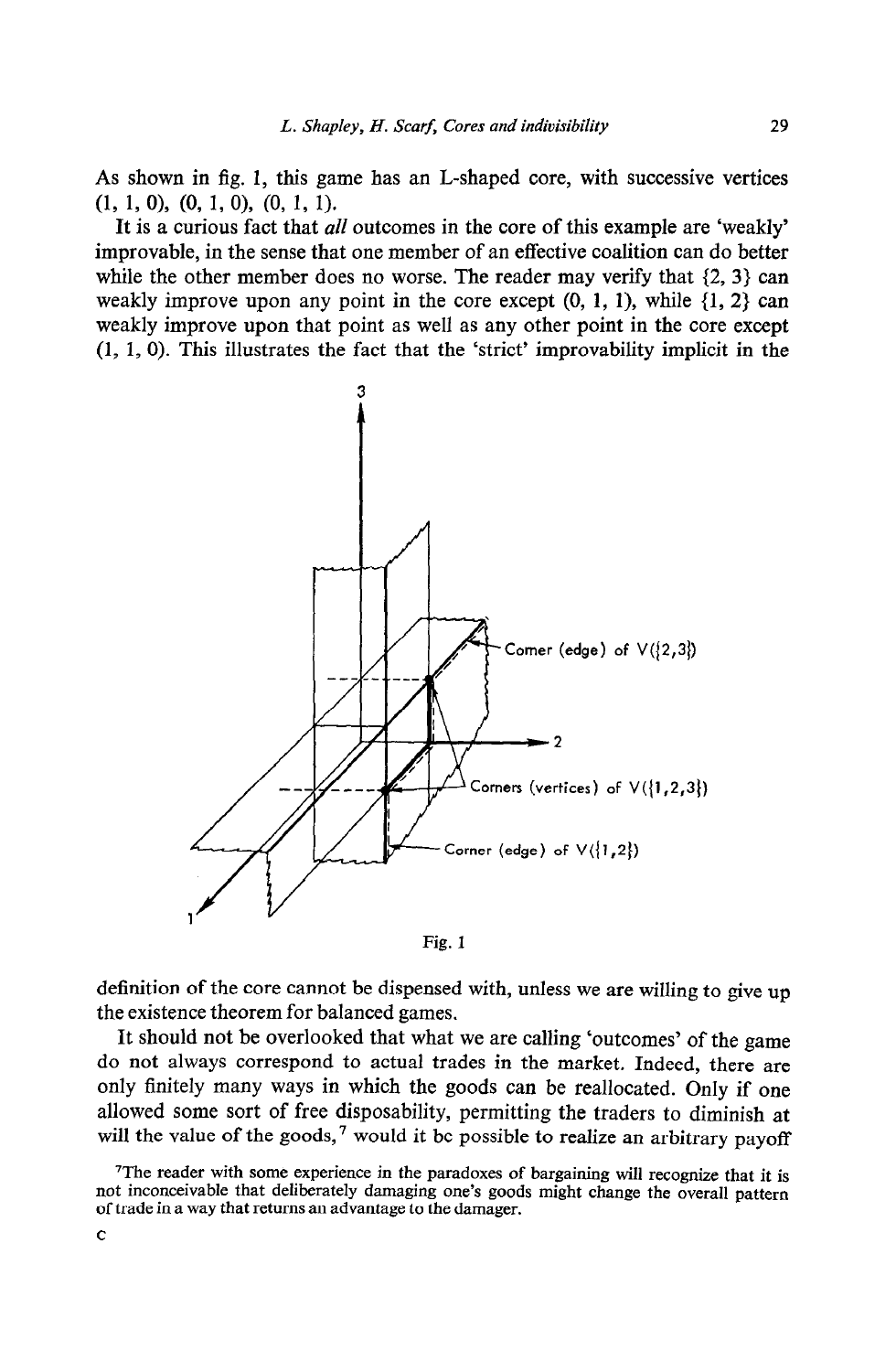As shown in fig. 1, this game has an L-shaped core, with successive vertices (1, 1, 0), (0, 1, 0), (0, 1, 1).

It is a curious fact that *all* outcomes in the core of this example are 'weakly' improvable, in the sense that one member of an effective coalition can do better while the other member does no worse. The reader may verify that {2, 3} can weakly improve upon any point in the core except (0, 1, 1), while {1, 2} can weakly improve upon that point as well as any other point in the core except (1, 1, 0). This illustrates the fact that the 'strict' improvability implicit in the

Fig. 1

definition of the core cannot be dispensed with, unless we are willing to give up the existence theorem for balanced games.

It should not be overlooked that what we are calling 'outcomes' of the game do not always correspond to actual trades in the market. Indeed, there are only finitely many ways in which the goods can be reallocated. Only if one allowed some sort of free disposability, permitting the traders to diminish at will the value of the goods,[7] would it be possible to realize an arbitrary payoff

[7] The reader with some experience in the paradoxes of bargaining will recognize that it is not inconceivable that deliberately damaging one's goods might change the overall pattern of trade in a way that returns an advantage to the damager.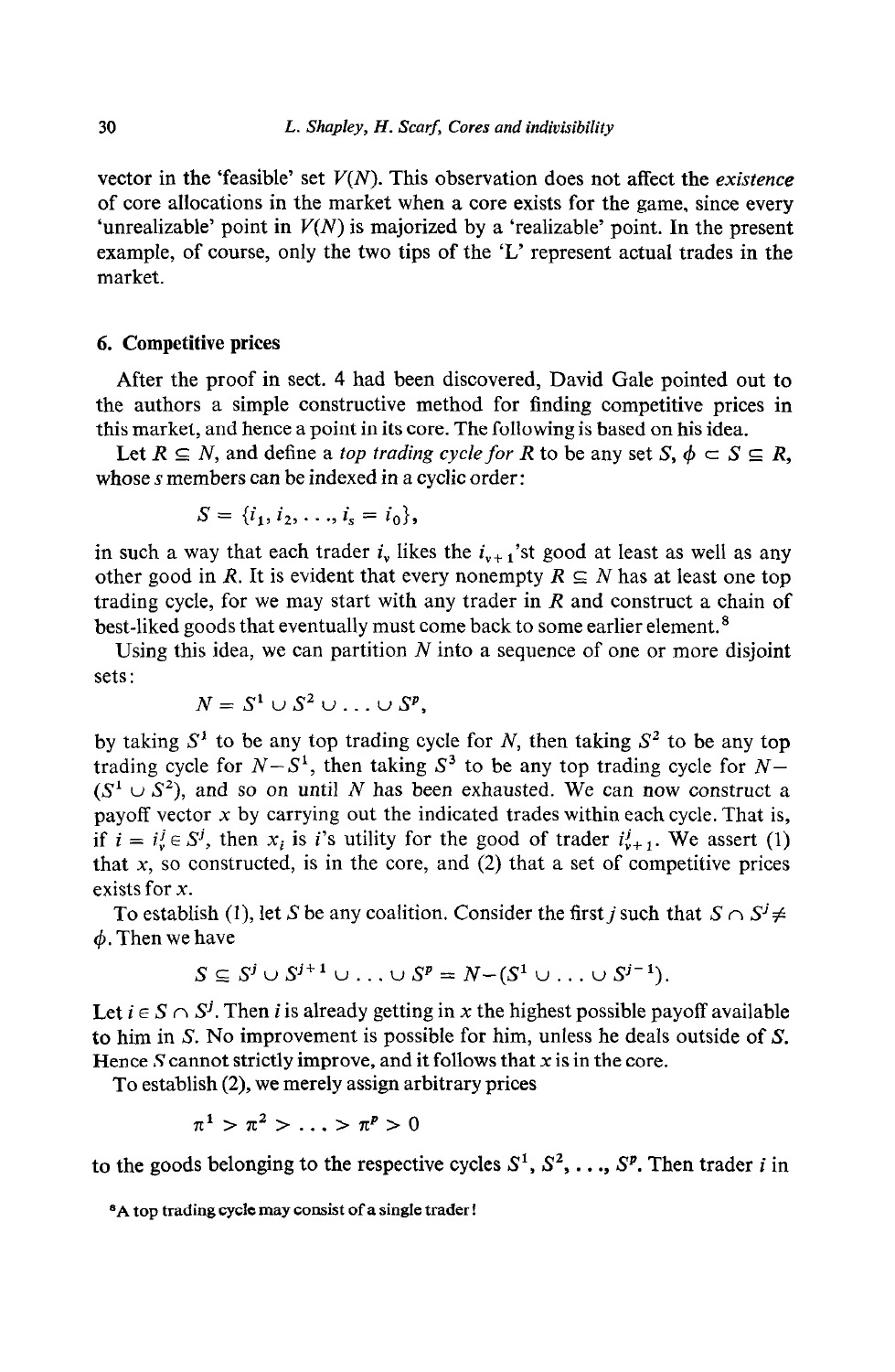vector in the 'feasible' set $V(N)$. This observation does not affect the *existence* of core allocations in the market when a core exists for the game, since every 'unrealizable' point in $V(N)$ is majorized by a 'realizable' point. In the present example, of course, only the two tips of the 'L' represent actual trades in the market.

## 6. Competitive prices

After the proof in sect. 4 had been discovered, David Gale pointed out to the authors a simple constructive method for finding competitive prices in this market, and hence a point in its core. The following is based on his idea.

Let $R \subseteq N$, and define a *top trading cycle for* $R$ to be any set $S$, $\phi \subset S \subseteq R$, whose $s$ members can be indexed in a cyclic order:

$$S = \{i_1, i_2, \ldots, i_s = i_0\},$$

in such a way that each trader $i_\nu$ likes the $i_{\nu+1}$'st good at least as well as any other good in $R$. It is evident that every nonempty $R \subseteq N$ has at least one top trading cycle, for we may start with any trader in $R$ and construct a chain of best-liked goods that eventually must come back to some earlier element.[8]

Using this idea, we can partition $N$ into a sequence of one or more disjoint sets:

$$N = S^1 \cup S^2 \cup \ldots \cup S^p,$$

by taking $S^1$ to be any top trading cycle for $N$, then taking $S^2$ to be any top trading cycle for $N - S^1$, then taking $S^3$ to be any top trading cycle for $N - (S^1 \cup S^2)$, and so on until $N$ has been exhausted. We can now construct a payoff vector $x$ by carrying out the indicated trades within each cycle. That is, if $i = i_\nu^j \in S^j$, then $x_i$ is $i$'s utility for the good of trader $i_{\nu+1}^j$. We assert (1) that $x$, so constructed, is in the core, and (2) that a set of competitive prices exists for $x$.

To establish (1), let $S$ be any coalition. Consider the first $j$ such that $S \cap S^j \neq \phi$. Then we have

$$S \subseteq S^j \cup S^{j+1} \cup \ldots \cup S^p = N - (S^1 \cup \ldots \cup S^{j-1}).$$

Let $i \in S \cap S^j$. Then $i$ is already getting in $x$ the highest possible payoff available to him in $S$. No improvement is possible for him, unless he deals outside of $S$. Hence $S$ cannot strictly improve, and it follows that $x$ is in the core.

To establish (2), we merely assign arbitrary prices

$$\pi^1 > \pi^2 > \ldots > \pi^p > 0$$

to the goods belonging to the respective cycles $S^1, S^2, \ldots, S^p$. Then trader $i$ in

[8] A top trading cycle may consist of a single trader!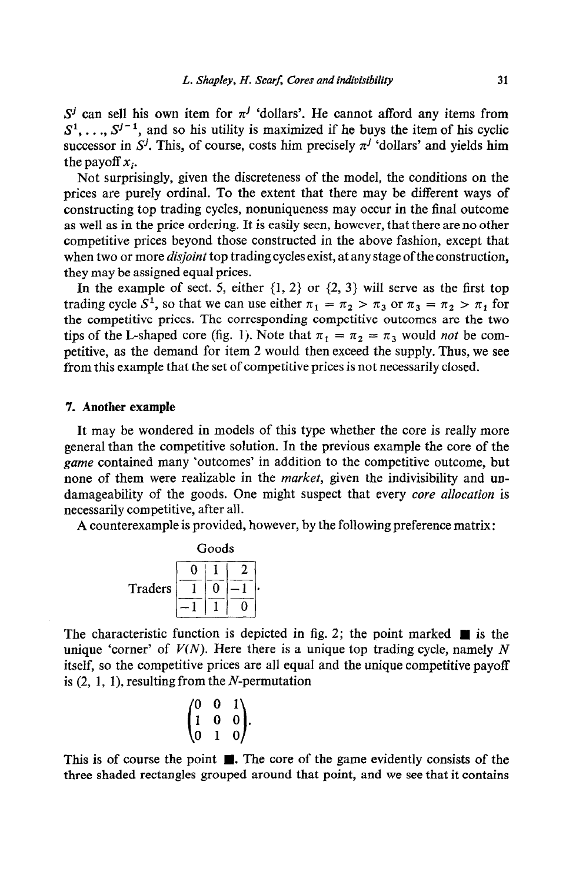$S^j$ can sell his own item for $\pi^j$ 'dollars'. He cannot afford any items from $S^1, \ldots, S^{j-1}$, and so his utility is maximized if he buys the item of his cyclic successor in $S^j$. This, of course, costs him precisely $\pi^j$ 'dollars' and yields him the payoff $x_i$.

Not surprisingly, given the discreteness of the model, the conditions on the prices are purely ordinal. To the extent that there may be different ways of constructing top trading cycles, nonuniqueness may occur in the final outcome as well as in the price ordering. It is easily seen, however, that there are no other competitive prices beyond those constructed in the above fashion, except that when two or more *disjoint* top trading cycles exist, at any stage of the construction, they may be assigned equal prices.

In the example of sect. 5, either $\{1, 2\}$ or $\{2, 3\}$ will serve as the first top trading cycle $S^1$, so that we can use either $\pi_1 = \pi_2 > \pi_3$ or $\pi_3 = \pi_2 > \pi_1$ for the competitive prices. The corresponding competitive outcomes are the two tips of the L-shaped core (fig. 1). Note that $\pi_1 = \pi_2 = \pi_3$ would *not* be competitive, as the demand for item 2 would then exceed the supply. Thus, we see from this example that the set of competitive prices is not necessarily closed.

## 7. Another example

It may be wondered in models of this type whether the core is really more general than the competitive solution. In the previous example the core of the *game* contained many 'outcomes' in addition to the competitive outcome, but none of them were realizable in the *market*, given the indivisibility and undamageability of the goods. One might suspect that every *core allocation* is necessarily competitive, after all.

A counterexample is provided, however, by the following preference matrix:

Goods

Traders

| | | |
|---|---|---|
| 0 | 1 | 2 |
| 1 | 0 | −1 |
| −1 | 1 | 0 |

The characteristic function is depicted in fig. 2; the point marked ■ is the unique 'corner' of $V(N)$. Here there is a unique top trading cycle, namely $N$ itself, so the competitive prices are all equal and the unique competitive payoff is (2, 1, 1), resulting from the $N$-permutation

$$\begin{pmatrix} 0 & 0 & 1 \\ 1 & 0 & 0 \\ 0 & 1 & 0 \end{pmatrix}.$$

This is of course the point ■. The core of the game evidently consists of the three shaded rectangles grouped around that point, and we see that it contains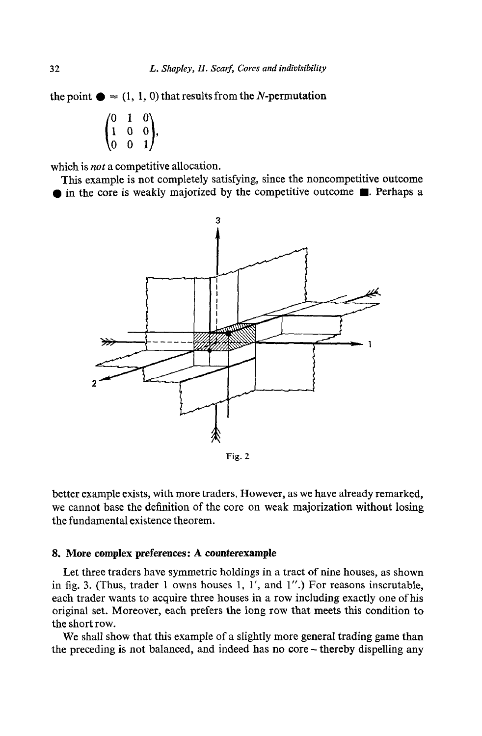the point ● = (1, 1, 0) that results from the $N$-permutation

$$\begin{pmatrix} 0 & 1 & 0 \\ 1 & 0 & 0 \\ 0 & 0 & 1 \end{pmatrix},$$

which is *not* a competitive allocation.

This example is not completely satisfying, since the noncompetitive outcome ● in the core is weakly majorized by the competitive outcome ■. Perhaps a

Fig. 2

better example exists, with more traders. However, as we have already remarked, we cannot base the definition of the core on weak majorization without losing the fundamental existence theorem.

## 8. More complex preferences: A counterexample

Let three traders have symmetric holdings in a tract of nine houses, as shown in fig. 3. (Thus, trader 1 owns houses 1, 1′, and 1″.) For reasons inscrutable, each trader wants to acquire three houses in a row including exactly one of his original set. Moreover, each prefers the long row that meets this condition to the short row.

We shall show that this example of a slightly more general trading game than the preceding is not balanced, and indeed has no core – thereby dispelling any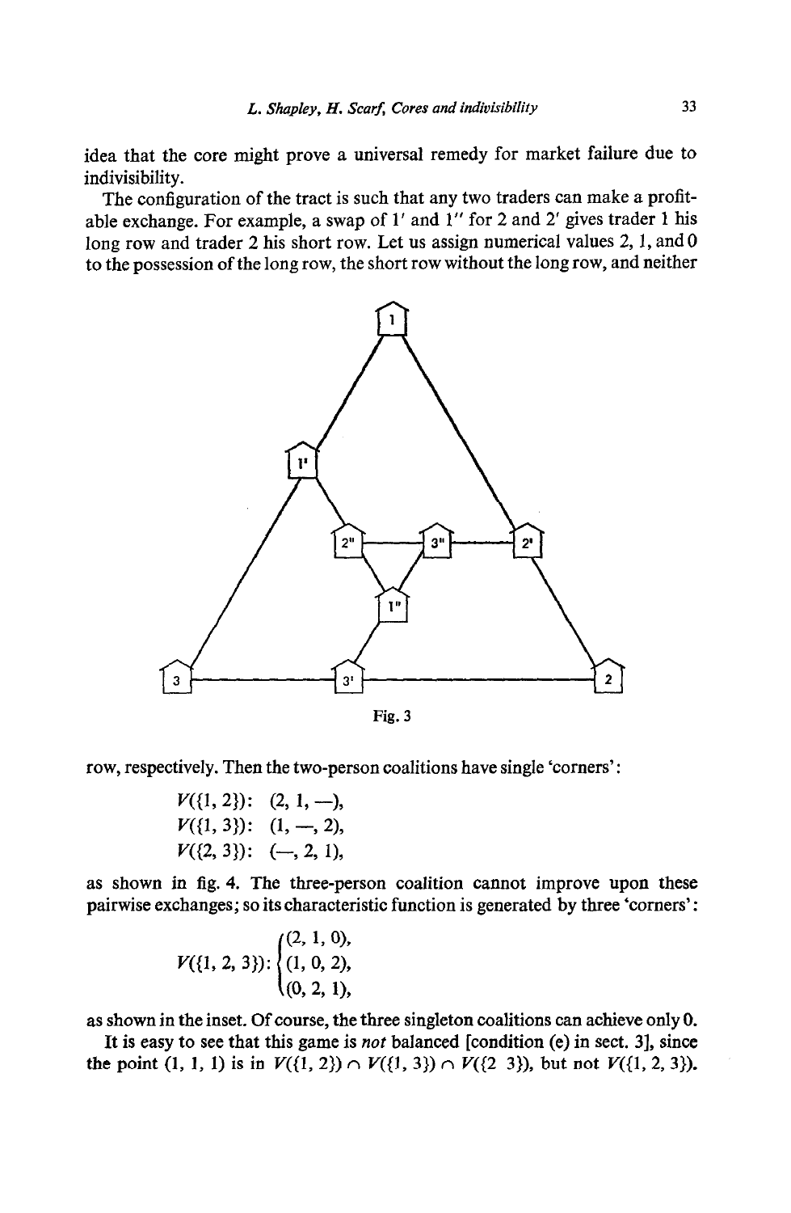idea that the core might prove a universal remedy for market failure due to indivisibility.

The configuration of the tract is such that any two traders can make a profitable exchange. For example, a swap of 1′ and 1″ for 2 and 2′ gives trader 1 his long row and trader 2 his short row. Let us assign numerical values 2, 1, and 0 to the possession of the long row, the short row without the long row, and neither row, respectively. Then the two-person coalitions have single 'corners':

$$V(\{1, 2\}): \quad (2, 1, -),$$
$$V(\{1, 3\}): \quad (1, -, 2),$$
$$V(\{2, 3\}): \quad (-, 2, 1),$$

as shown in fig. 4. The three-person coalition cannot improve upon these pairwise exchanges; so its characteristic function is generated by three 'corners':

$$V(\{1, 2, 3\}): \begin{cases} (2, 1, 0), \\ (1, 0, 2), \\ (0, 2, 1), \end{cases}$$

as shown in the inset. Of course, the three singleton coalitions can achieve only 0.

It is easy to see that this game is *not* balanced [condition (e) in sect. 3], since the point (1, 1, 1) is in $V(\{1, 2\}) \cap V(\{1, 3\}) \cap V(\{2\ 3\})$, but not $V(\{1, 2, 3\})$.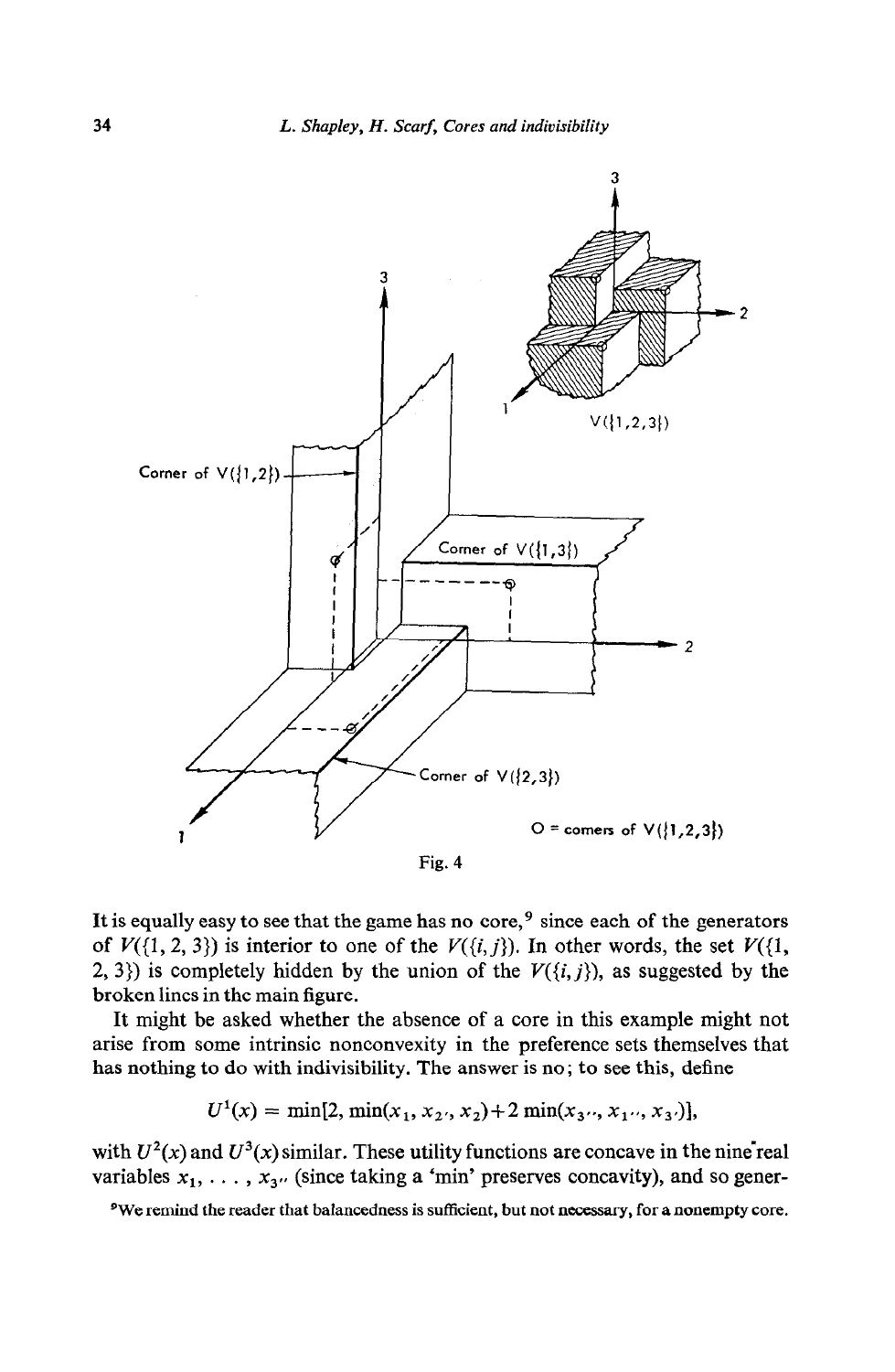Fig. 4

It is equally easy to see that the game has no core,[9] since each of the generators of $V(\{1, 2, 3\})$ is interior to one of the $V(\{i, j\})$. In other words, the set $V(\{1, 2, 3\})$ is completely hidden by the union of the $V(\{i, j\})$, as suggested by the broken lines in the main figure.

It might be asked whether the absence of a core in this example might not arise from some intrinsic nonconvexity in the preference sets themselves that has nothing to do with indivisibility. The answer is no; to see this, define

$$U^1(x) = \min[2, \min(x_1, x_{2'}, x_2) + 2\min(x_{3''}, x_{1''}, x_{3'})],$$

with $U^2(x)$ and $U^3(x)$ similar. These utility functions are concave in the nine real variables $x_1, \ldots, x_{3''}$ (since taking a 'min' preserves concavity), and so gener-

[9] We remind the reader that balancedness is sufficient, but not necessary, for a nonempty core.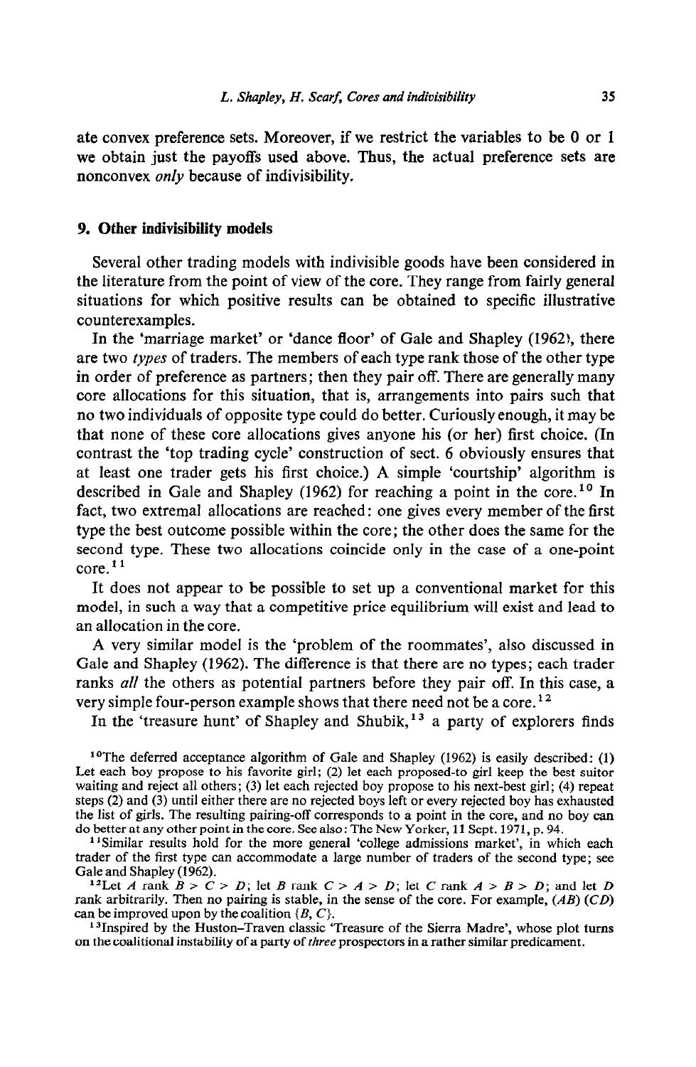ate convex preference sets. Moreover, if we restrict the variables to be 0 or 1 we obtain just the payoffs used above. Thus, the actual preference sets are nonconvex *only* because of indivisibility.

## 9. Other indivisibility models

Several other trading models with indivisible goods have been considered in the literature from the point of view of the core. They range from fairly general situations for which positive results can be obtained to specific illustrative counterexamples.

In the 'marriage market' or 'dance floor' of Gale and Shapley (1962), there are two *types* of traders. The members of each type rank those of the other type in order of preference as partners; then they pair off. There are generally many core allocations for this situation, that is, arrangements into pairs such that no two individuals of opposite type could do better. Curiously enough, it may be that none of these core allocations gives anyone his (or her) first choice. (In contrast the 'top trading cycle' construction of sect. 6 obviously ensures that at least one trader gets his first choice.) A simple 'courtship' algorithm is described in Gale and Shapley (1962) for reaching a point in the core.[10] In fact, two extremal allocations are reached: one gives every member of the first type the best outcome possible within the core; the other does the same for the second type. These two allocations coincide only in the case of a one-point core.[11]

It does not appear to be possible to set up a conventional market for this model, in such a way that a competitive price equilibrium will exist and lead to an allocation in the core.

A very similar model is the 'problem of the roommates', also discussed in Gale and Shapley (1962). The difference is that there are no types; each trader ranks *all* the others as potential partners before they pair off. In this case, a very simple four-person example shows that there need not be a core.[12]

In the 'treasure hunt' of Shapley and Shubik,[13] a party of explorers finds

[10] The deferred acceptance algorithm of Gale and Shapley (1962) is easily described: (1) Let each boy propose to his favorite girl; (2) let each proposed-to girl keep the best suitor waiting and reject all others; (3) let each rejected boy propose to his next-best girl; (4) repeat steps (2) and (3) until either there are no rejected boys left or every rejected boy has exhausted the list of girls. The resulting pairing-off corresponds to a point in the core, and no boy can do better at any other point in the core. See also: The New Yorker, 11 Sept. 1971, p. 94.

[11] Similar results hold for the more general 'college admissions market', in which each trader of the first type can accommodate a large number of traders of the second type; see Gale and Shapley (1962).

[12] Let $A$ rank $B > C > D$; let $B$ rank $C > A > D$; let $C$ rank $A > B > D$; and let $D$ rank arbitrarily. Then no pairing is stable, in the sense of the core. For example, $(AB)$ $(CD)$ can be improved upon by the coalition $\{B, C\}$.

[13] Inspired by the Huston–Traven classic 'Treasure of the Sierra Madre', whose plot turns on the coalitional instability of a party of *three* prospectors in a rather similar predicament.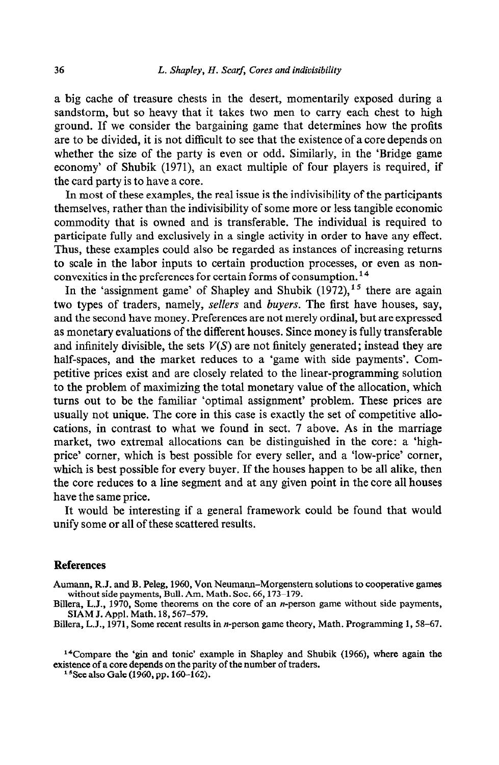a big cache of treasure chests in the desert, momentarily exposed during a sandstorm, but so heavy that it takes two men to carry each chest to high ground. If we consider the bargaining game that determines how the profits are to be divided, it is not difficult to see that the existence of a core depends on whether the size of the party is even or odd. Similarly, in the 'Bridge game economy' of Shubik (1971), an exact multiple of four players is required, if the card party is to have a core.

In most of these examples, the real issue is the indivisibility of the participants themselves, rather than the indivisibility of some more or less tangible economic commodity that is owned and is transferable. The individual is required to participate fully and exclusively in a single activity in order to have any effect. Thus, these examples could also be regarded as instances of increasing returns to scale in the labor inputs to certain production processes, or even as non-convexities in the preferences for certain forms of consumption.[14]

In the 'assignment game' of Shapley and Shubik (1972),[15] there are again two types of traders, namely, *sellers* and *buyers*. The first have houses, say, and the second have money. Preferences are not merely ordinal, but are expressed as monetary evaluations of the different houses. Since money is fully transferable and infinitely divisible, the sets $V(S)$ are not finitely generated; instead they are half-spaces, and the market reduces to a 'game with side payments'. Competitive prices exist and are closely related to the linear-programming solution to the problem of maximizing the total monetary value of the allocation, which turns out to be the familiar 'optimal assignment' problem. These prices are usually not unique. The core in this case is exactly the set of competitive allocations, in contrast to what we found in sect. 7 above. As in the marriage market, two extremal allocations can be distinguished in the core: a 'high-price' corner, which is best possible for every seller, and a 'low-price' corner, which is best possible for every buyer. If the houses happen to be all alike, then the core reduces to a line segment and at any given point in the core all houses have the same price.

It would be interesting if a general framework could be found that would unify some or all of these scattered results.

## References

Aumann, R.J. and B. Peleg, 1960, Von Neumann–Morgenstern solutions to cooperative games without side payments, Bull. Am. Math. Soc. 66, 173–179.

Billera, L.J., 1970, Some theorems on the core of an $n$-person game without side payments, SIAM J. Appl. Math. 18, 567–579.

Billera, L.J., 1971, Some recent results in $n$-person game theory, Math. Programming 1, 58–67.

[14] Compare the 'gin and tonic' example in Shapley and Shubik (1966), where again the existence of a core depends on the parity of the number of traders.

[15] See also Gale (1960, pp. 160–162).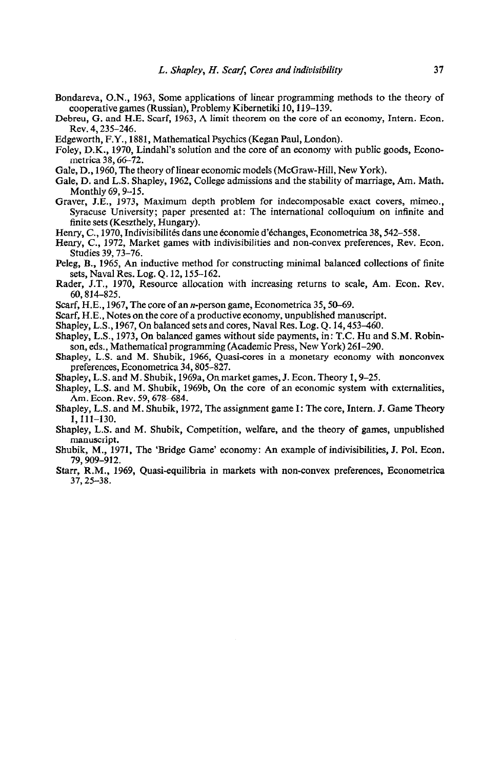Bondareva, O.N., 1963, Some applications of linear programming methods to the theory of cooperative games (Russian), Problemy Kibernetiki 10, 119–139.

Debreu, G. and H.E. Scarf, 1963, A limit theorem on the core of an economy, Intern. Econ. Rev. 4, 235–246.

Edgeworth, F.Y., 1881, Mathematical Psychics (Kegan Paul, London).

Foley, D.K., 1970, Lindahl's solution and the core of an economy with public goods, Econometrica 38, 66–72.

Gale, D., 1960, The theory of linear economic models (McGraw-Hill, New York).

Gale, D. and L.S. Shapley, 1962, College admissions and the stability of marriage, Am. Math. Monthly 69, 9–15.

Graver, J.E., 1973, Maximum depth problem for indecomposable exact covers, mimeo., Syracuse University; paper presented at: The international colloquium on infinite and finite sets (Keszthely, Hungary).

Henry, C., 1970, Indivisibilités dans une économie d'échanges, Econometrica 38, 542–558.

Henry, C., 1972, Market games with indivisibilities and non-convex preferences, Rev. Econ. Studies 39, 73–76.

Peleg, B., 1965, An inductive method for constructing minimal balanced collections of finite sets, Naval Res. Log. Q. 12, 155–162.

Rader, J.T., 1970, Resource allocation with increasing returns to scale, Am. Econ. Rev. 60, 814–825.

Scarf, H.E., 1967, The core of an $n$-person game, Econometrica 35, 50–69.

Scarf, H.E., Notes on the core of a productive economy, unpublished manuscript.

Shapley, L.S., 1967, On balanced sets and cores, Naval Res. Log. Q. 14, 453–460.

Shapley, L.S., 1973, On balanced games without side payments, in: T.C. Hu and S.M. Robinson, eds., Mathematical programming (Academic Press, New York) 261–290.

Shapley, L.S. and M. Shubik, 1966, Quasi-cores in a monetary economy with nonconvex preferences, Econometrica 34, 805–827.

Shapley, L.S. and M. Shubik, 1969a, On market games, J. Econ. Theory 1, 9–25.

Shapley, L.S. and M. Shubik, 1969b, On the core of an economic system with externalities, Am. Econ. Rev. 59, 678–684.

Shapley, L.S. and M. Shubik, 1972, The assignment game I: The core, Intern. J. Game Theory 1, 111–130.

Shapley, L.S. and M. Shubik, Competition, welfare, and the theory of games, unpublished manuscript.

Shubik, M., 1971, The 'Bridge Game' economy: An example of indivisibilities, J. Pol. Econ. 79, 909–912.

Starr, R.M., 1969, Quasi-equilibria in markets with non-convex preferences, Econometrica 37, 25–38.